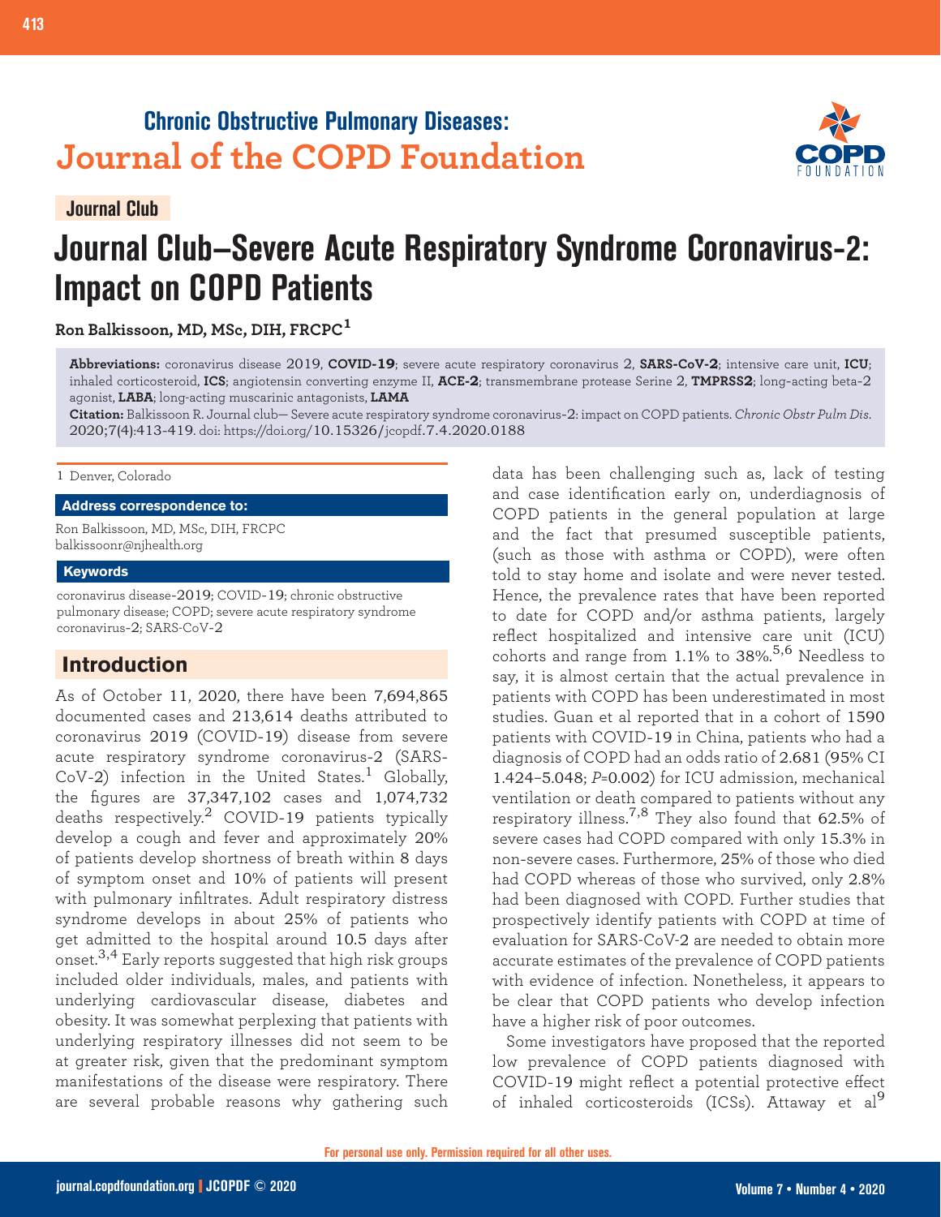# Chronic Obstructive Pulmonary Diseases: Journal of the COPD Foundation

**Journal Club**

# Journal Club–Severe Acute Respiratory Syndrome Coronavirus-2: Impact on COPD Patients

**Ron Balkissoon, MD, MSc, DIH, FRCPC**[1]

**Abbreviations:** coronavirus disease 2019, **COVID-19**; severe acute respiratory coronavirus 2, **SARS-CoV-2**; intensive care unit, **ICU**; inhaled corticosteroid, **ICS**; angiotensin converting enzyme II, **ACE-2**; transmembrane protease Serine 2, **TMPRSS2**; long-acting beta-2 agonist, **LABA**; long-acting muscarinic antagonists, **LAMA**

**Citation:** Balkissoon R. Journal club— Severe acute respiratory syndrome coronavirus-2: impact on COPD patients. *Chronic Obstr Pulm Dis*. 2020;7(4):413-419. doi: https://doi.org/10.15326/jcopdf.7.4.2020.0188

1 Denver, Colorado

**Address correspondence to:**

Ron Balkissoon, MD, MSc, DIH, FRCPC
balkissoonr@njhealth.org

**Keywords**

coronavirus disease-2019; COVID-19; chronic obstructive pulmonary disease; COPD; severe acute respiratory syndrome coronavirus-2; SARS-CoV-2

## Introduction

As of October 11, 2020, there have been 7,694,865 documented cases and 213,614 deaths attributed to coronavirus 2019 (COVID-19) disease from severe acute respiratory syndrome coronavirus-2 (SARS-CoV-2) infection in the United States.[1] Globally, the figures are 37,347,102 cases and 1,074,732 deaths respectively.[2] COVID-19 patients typically develop a cough and fever and approximately 20% of patients develop shortness of breath within 8 days of symptom onset and 10% of patients will present with pulmonary infiltrates. Adult respiratory distress syndrome develops in about 25% of patients who get admitted to the hospital around 10.5 days after onset.[3,4] Early reports suggested that high risk groups included older individuals, males, and patients with underlying cardiovascular disease, diabetes and obesity. It was somewhat perplexing that patients with underlying respiratory illnesses did not seem to be at greater risk, given that the predominant symptom manifestations of the disease were respiratory. There are several probable reasons why gathering such data has been challenging such as, lack of testing and case identification early on, underdiagnosis of COPD patients in the general population at large and the fact that presumed susceptible patients, (such as those with asthma or COPD), were often told to stay home and isolate and were never tested. Hence, the prevalence rates that have been reported to date for COPD and/or asthma patients, largely reflect hospitalized and intensive care unit (ICU) cohorts and range from 1.1% to 38%.[5,6] Needless to say, it is almost certain that the actual prevalence in patients with COPD has been underestimated in most studies. Guan et al reported that in a cohort of 1590 patients with COVID-19 in China, patients who had a diagnosis of COPD had an odds ratio of 2.681 (95% CI 1.424–5.048; $P$=0.002) for ICU admission, mechanical ventilation or death compared to patients without any respiratory illness.[7,8] They also found that 62.5% of severe cases had COPD compared with only 15.3% in non-severe cases. Furthermore, 25% of those who died had COPD whereas of those who survived, only 2.8% had been diagnosed with COPD. Further studies that prospectively identify patients with COPD at time of evaluation for SARS-CoV-2 are needed to obtain more accurate estimates of the prevalence of COPD patients with evidence of infection. Nonetheless, it appears to be clear that COPD patients who develop infection have a higher risk of poor outcomes.

Some investigators have proposed that the reported low prevalence of COPD patients diagnosed with COVID-19 might reflect a potential protective effect of inhaled corticosteroids (ICSs). Attaway et al[9]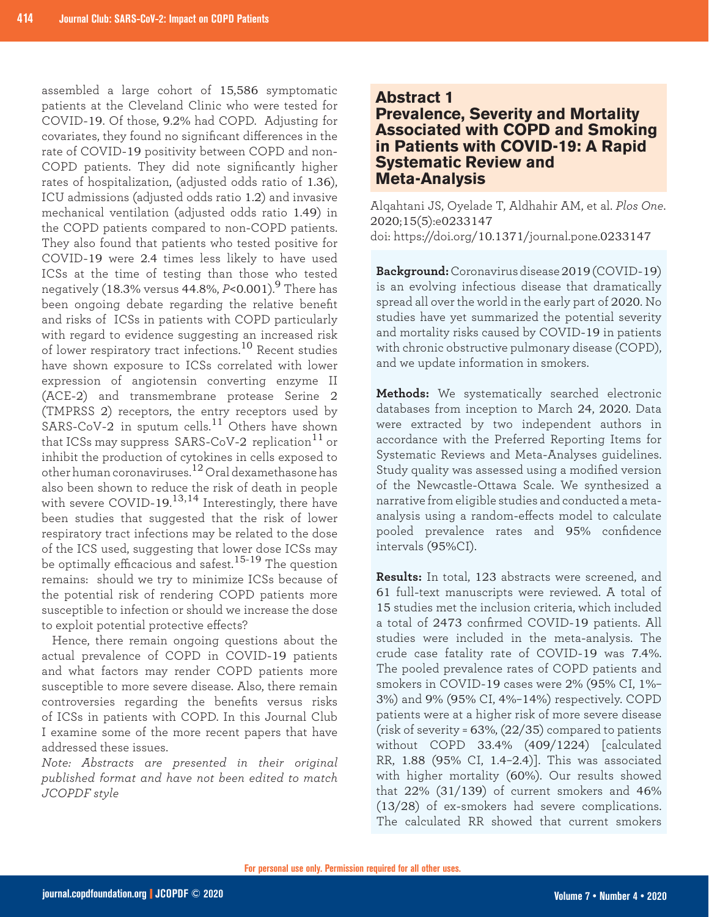assembled a large cohort of 15,586 symptomatic patients at the Cleveland Clinic who were tested for COVID-19. Of those, 9.2% had COPD. Adjusting for covariates, they found no significant differences in the rate of COVID-19 positivity between COPD and non-COPD patients. They did note significantly higher rates of hospitalization, (adjusted odds ratio of 1.36), ICU admissions (adjusted odds ratio 1.2) and invasive mechanical ventilation (adjusted odds ratio 1.49) in the COPD patients compared to non-COPD patients. They also found that patients who tested positive for COVID-19 were 2.4 times less likely to have used ICSs at the time of testing than those who tested negatively (18.3% versus 44.8%, $P<0.001$).[9] There has been ongoing debate regarding the relative benefit and risks of ICSs in patients with COPD particularly with regard to evidence suggesting an increased risk of lower respiratory tract infections.[10] Recent studies have shown exposure to ICSs correlated with lower expression of angiotensin converting enzyme II (ACE-2) and transmembrane protease Serine 2 (TMPRSS 2) receptors, the entry receptors used by SARS-CoV-2 in sputum cells.[11] Others have shown that ICSs may suppress SARS-CoV-2 replication[11] or inhibit the production of cytokines in cells exposed to other human coronaviruses.[12] Oral dexamethasone has also been shown to reduce the risk of death in people with severe COVID-19.[13,14] Interestingly, there have been studies that suggested that the risk of lower respiratory tract infections may be related to the dose of the ICS used, suggesting that lower dose ICSs may be optimally efficacious and safest.[15-19] The question remains: should we try to minimize ICSs because of the potential risk of rendering COPD patients more susceptible to infection or should we increase the dose to exploit potential protective effects?

Hence, there remain ongoing questions about the actual prevalence of COPD in COVID-19 patients and what factors may render COPD patients more susceptible to more severe disease. Also, there remain controversies regarding the benefits versus risks of ICSs in patients with COPD. In this Journal Club I examine some of the more recent papers that have addressed these issues.

*Note: Abstracts are presented in their original published format and have not been edited to match JCOPDF style*

## Abstract 1
## Prevalence, Severity and Mortality Associated with COPD and Smoking in Patients with COVID-19: A Rapid Systematic Review and Meta-Analysis

Alqahtani JS, Oyelade T, Aldhahir AM, et al. *Plos One*. 2020;15(5):e0233147
doi: https://doi.org/10.1371/journal.pone.0233147

**Background:** Coronavirus disease 2019 (COVID-19) is an evolving infectious disease that dramatically spread all over the world in the early part of 2020. No studies have yet summarized the potential severity and mortality risks caused by COVID-19 in patients with chronic obstructive pulmonary disease (COPD), and we update information in smokers.

**Methods:** We systematically searched electronic databases from inception to March 24, 2020. Data were extracted by two independent authors in accordance with the Preferred Reporting Items for Systematic Reviews and Meta-Analyses guidelines. Study quality was assessed using a modified version of the Newcastle-Ottawa Scale. We synthesized a narrative from eligible studies and conducted a meta-analysis using a random-effects model to calculate pooled prevalence rates and 95% confidence intervals (95%CI).

**Results:** In total, 123 abstracts were screened, and 61 full-text manuscripts were reviewed. A total of 15 studies met the inclusion criteria, which included a total of 2473 confirmed COVID-19 patients. All studies were included in the meta-analysis. The crude case fatality rate of COVID-19 was 7.4%. The pooled prevalence rates of COPD patients and smokers in COVID-19 cases were 2% (95% CI, 1%–3%) and 9% (95% CI, 4%–14%) respectively. COPD patients were at a higher risk of more severe disease (risk of severity = 63%, (22/35) compared to patients without COPD 33.4% (409/1224) [calculated RR, 1.88 (95% CI, 1.4–2.4)]. This was associated with higher mortality (60%). Our results showed that 22% (31/139) of current smokers and 46% (13/28) of ex-smokers had severe complications. The calculated RR showed that current smokers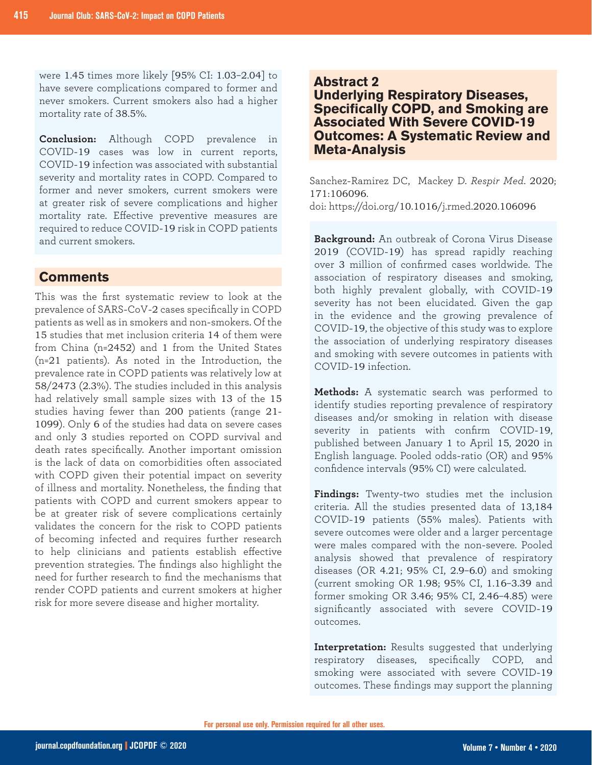were 1.45 times more likely [95% CI: 1.03–2.04] to have severe complications compared to former and never smokers. Current smokers also had a higher mortality rate of 38.5%.

**Conclusion:** Although COPD prevalence in COVID-19 cases was low in current reports, COVID-19 infection was associated with substantial severity and mortality rates in COPD. Compared to former and never smokers, current smokers were at greater risk of severe complications and higher mortality rate. Effective preventive measures are required to reduce COVID-19 risk in COPD patients and current smokers.

## Comments

This was the first systematic review to look at the prevalence of SARS-CoV-2 cases specifically in COPD patients as well as in smokers and non-smokers. Of the 15 studies that met inclusion criteria 14 of them were from China (n=2452) and 1 from the United States (n=21 patients). As noted in the Introduction, the prevalence rate in COPD patients was relatively low at 58/2473 (2.3%). The studies included in this analysis had relatively small sample sizes with 13 of the 15 studies having fewer than 200 patients (range 21-1099). Only 6 of the studies had data on severe cases and only 3 studies reported on COPD survival and death rates specifically. Another important omission is the lack of data on comorbidities often associated with COPD given their potential impact on severity of illness and mortality. Nonetheless, the finding that patients with COPD and current smokers appear to be at greater risk of severe complications certainly validates the concern for the risk to COPD patients of becoming infected and requires further research to help clinicians and patients establish effective prevention strategies. The findings also highlight the need for further research to find the mechanisms that render COPD patients and current smokers at higher risk for more severe disease and higher mortality.

## Abstract 2
## Underlying Respiratory Diseases, Specifically COPD, and Smoking are Associated With Severe COVID-19 Outcomes: A Systematic Review and Meta-Analysis

Sanchez-Ramirez DC, Mackey D. *Respir Med*. 2020; 171:106096.
doi: https://doi.org/10.1016/j.rmed.2020.106096

**Background:** An outbreak of Corona Virus Disease 2019 (COVID-19) has spread rapidly reaching over 3 million of confirmed cases worldwide. The association of respiratory diseases and smoking, both highly prevalent globally, with COVID-19 severity has not been elucidated. Given the gap in the evidence and the growing prevalence of COVID-19, the objective of this study was to explore the association of underlying respiratory diseases and smoking with severe outcomes in patients with COVID-19 infection.

**Methods:** A systematic search was performed to identify studies reporting prevalence of respiratory diseases and/or smoking in relation with disease severity in patients with confirm COVID-19, published between January 1 to April 15, 2020 in English language. Pooled odds-ratio (OR) and 95% confidence intervals (95% CI) were calculated.

**Findings:** Twenty-two studies met the inclusion criteria. All the studies presented data of 13,184 COVID-19 patients (55% males). Patients with severe outcomes were older and a larger percentage were males compared with the non-severe. Pooled analysis showed that prevalence of respiratory diseases (OR 4.21; 95% CI, 2.9–6.0) and smoking (current smoking OR 1.98; 95% CI, 1.16–3.39 and former smoking OR 3.46; 95% CI, 2.46–4.85) were significantly associated with severe COVID-19 outcomes.

**Interpretation:** Results suggested that underlying respiratory diseases, specifically COPD, and smoking were associated with severe COVID-19 outcomes. These findings may support the planning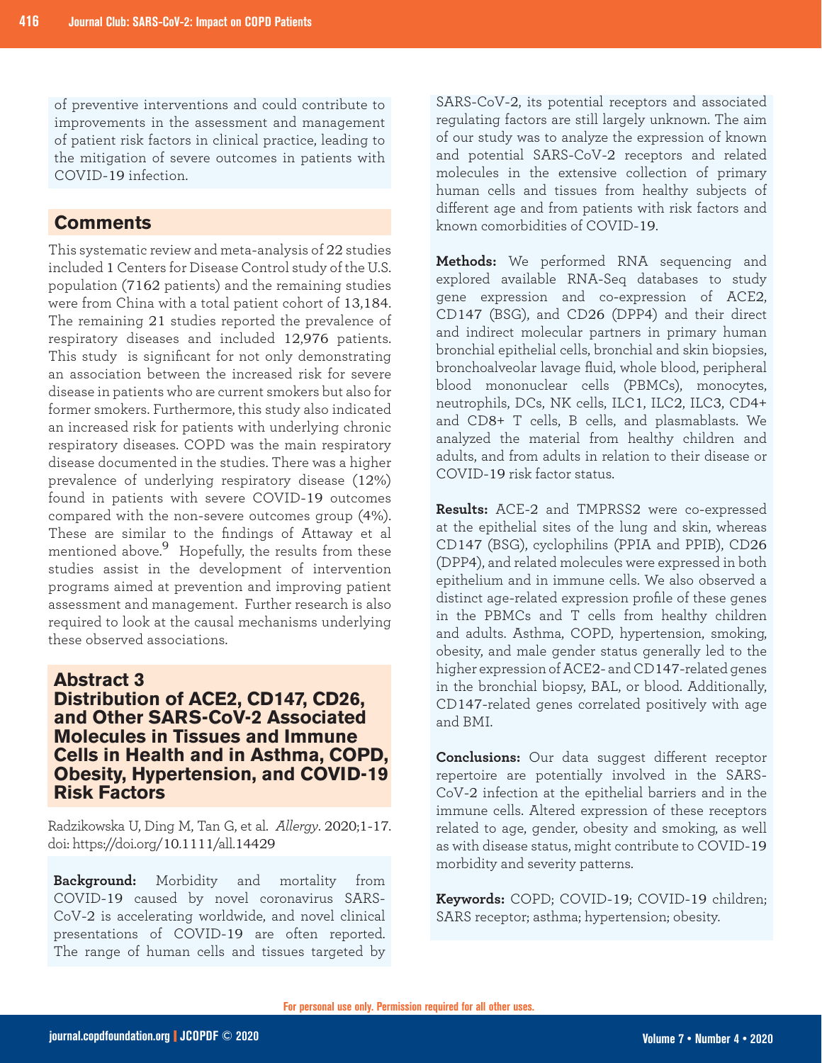of preventive interventions and could contribute to improvements in the assessment and management of patient risk factors in clinical practice, leading to the mitigation of severe outcomes in patients with COVID-19 infection.

## Comments

This systematic review and meta-analysis of 22 studies included 1 Centers for Disease Control study of the U.S. population (7162 patients) and the remaining studies were from China with a total patient cohort of 13,184. The remaining 21 studies reported the prevalence of respiratory diseases and included 12,976 patients. This study is significant for not only demonstrating an association between the increased risk for severe disease in patients who are current smokers but also for former smokers. Furthermore, this study also indicated an increased risk for patients with underlying chronic respiratory diseases. COPD was the main respiratory disease documented in the studies. There was a higher prevalence of underlying respiratory disease (12%) found in patients with severe COVID-19 outcomes compared with the non-severe outcomes group (4%). These are similar to the findings of Attaway et al mentioned above.[9] Hopefully, the results from these studies assist in the development of intervention programs aimed at prevention and improving patient assessment and management. Further research is also required to look at the causal mechanisms underlying these observed associations.

## Abstract 3
## Distribution of ACE2, CD147, CD26, and Other SARS-CoV-2 Associated Molecules in Tissues and Immune Cells in Health and in Asthma, COPD, Obesity, Hypertension, and COVID-19 Risk Factors

Radzikowska U, Ding M, Tan G, et al. *Allergy*. 2020;1-17. doi: https://doi.org/10.1111/all.14429

**Background:** Morbidity and mortality from COVID-19 caused by novel coronavirus SARS-CoV-2 is accelerating worldwide, and novel clinical presentations of COVID-19 are often reported. The range of human cells and tissues targeted by SARS-CoV-2, its potential receptors and associated regulating factors are still largely unknown. The aim of our study was to analyze the expression of known and potential SARS-CoV-2 receptors and related molecules in the extensive collection of primary human cells and tissues from healthy subjects of different age and from patients with risk factors and known comorbidities of COVID-19.

**Methods:** We performed RNA sequencing and explored available RNA-Seq databases to study gene expression and co-expression of ACE2, CD147 (BSG), and CD26 (DPP4) and their direct and indirect molecular partners in primary human bronchial epithelial cells, bronchial and skin biopsies, bronchoalveolar lavage fluid, whole blood, peripheral blood mononuclear cells (PBMCs), monocytes, neutrophils, DCs, NK cells, ILC1, ILC2, ILC3, CD4+ and CD8+ T cells, B cells, and plasmablasts. We analyzed the material from healthy children and adults, and from adults in relation to their disease or COVID-19 risk factor status.

**Results:** ACE-2 and TMPRSS2 were co-expressed at the epithelial sites of the lung and skin, whereas CD147 (BSG), cyclophilins (PPIA and PPIB), CD26 (DPP4), and related molecules were expressed in both epithelium and in immune cells. We also observed a distinct age-related expression profile of these genes in the PBMCs and T cells from healthy children and adults. Asthma, COPD, hypertension, smoking, obesity, and male gender status generally led to the higher expression of ACE2- and CD147-related genes in the bronchial biopsy, BAL, or blood. Additionally, CD147-related genes correlated positively with age and BMI.

**Conclusions:** Our data suggest different receptor repertoire are potentially involved in the SARS-CoV-2 infection at the epithelial barriers and in the immune cells. Altered expression of these receptors related to age, gender, obesity and smoking, as well as with disease status, might contribute to COVID-19 morbidity and severity patterns.

**Keywords:** COPD; COVID-19; COVID-19 children; SARS receptor; asthma; hypertension; obesity.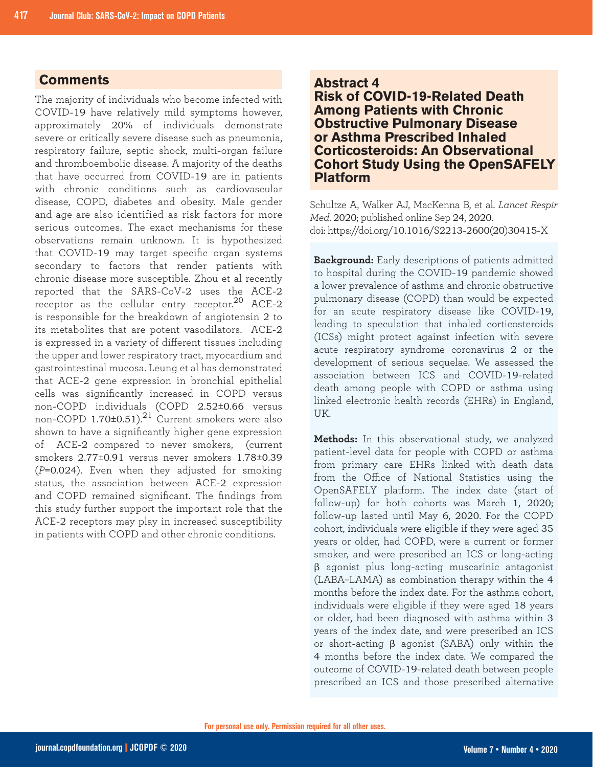## Comments

The majority of individuals who become infected with COVID-19 have relatively mild symptoms however, approximately 20% of individuals demonstrate severe or critically severe disease such as pneumonia, respiratory failure, septic shock, multi-organ failure and thromboembolic disease. A majority of the deaths that have occurred from COVID-19 are in patients with chronic conditions such as cardiovascular disease, COPD, diabetes and obesity. Male gender and age are also identified as risk factors for more serious outcomes. The exact mechanisms for these observations remain unknown. It is hypothesized that COVID-19 may target specific organ systems secondary to factors that render patients with chronic disease more susceptible. Zhou et al recently reported that the SARS-CoV-2 uses the ACE-2 receptor as the cellular entry receptor.[20] ACE-2 is responsible for the breakdown of angiotensin 2 to its metabolites that are potent vasodilators. ACE-2 is expressed in a variety of different tissues including the upper and lower respiratory tract, myocardium and gastrointestinal mucosa. Leung et al has demonstrated that ACE-2 gene expression in bronchial epithelial cells was significantly increased in COPD versus non-COPD individuals (COPD 2.52±0.66 versus non-COPD 1.70±0.51).[21] Current smokers were also shown to have a significantly higher gene expression of ACE-2 compared to never smokers, (current smokers 2.77±0.91 versus never smokers 1.78±0.39 ($P$=0.024). Even when they adjusted for smoking status, the association between ACE-2 expression and COPD remained significant. The findings from this study further support the important role that the ACE-2 receptors may play in increased susceptibility in patients with COPD and other chronic conditions.

## Abstract 4
## Risk of COVID-19-Related Death Among Patients with Chronic Obstructive Pulmonary Disease or Asthma Prescribed Inhaled Corticosteroids: An Observational Cohort Study Using the OpenSAFELY Platform

Schultze A, Walker AJ, MacKenna B, et al. *Lancet Respir Med.* 2020; published online Sep 24, 2020. doi: https://doi.org/10.1016/S2213-2600(20)30415-X

**Background:** Early descriptions of patients admitted to hospital during the COVID-19 pandemic showed a lower prevalence of asthma and chronic obstructive pulmonary disease (COPD) than would be expected for an acute respiratory disease like COVID-19, leading to speculation that inhaled corticosteroids (ICSs) might protect against infection with severe acute respiratory syndrome coronavirus 2 or the development of serious sequelae. We assessed the association between ICS and COVID-19-related death among people with COPD or asthma using linked electronic health records (EHRs) in England, UK.

**Methods:** In this observational study, we analyzed patient-level data for people with COPD or asthma from primary care EHRs linked with death data from the Office of National Statistics using the OpenSAFELY platform. The index date (start of follow-up) for both cohorts was March 1, 2020; follow-up lasted until May 6, 2020. For the COPD cohort, individuals were eligible if they were aged 35 years or older, had COPD, were a current or former smoker, and were prescribed an ICS or long-acting β agonist plus long-acting muscarinic antagonist (LABA–LAMA) as combination therapy within the 4 months before the index date. For the asthma cohort, individuals were eligible if they were aged 18 years or older, had been diagnosed with asthma within 3 years of the index date, and were prescribed an ICS or short-acting β agonist (SABA) only within the 4 months before the index date. We compared the outcome of COVID-19-related death between people prescribed an ICS and those prescribed alternative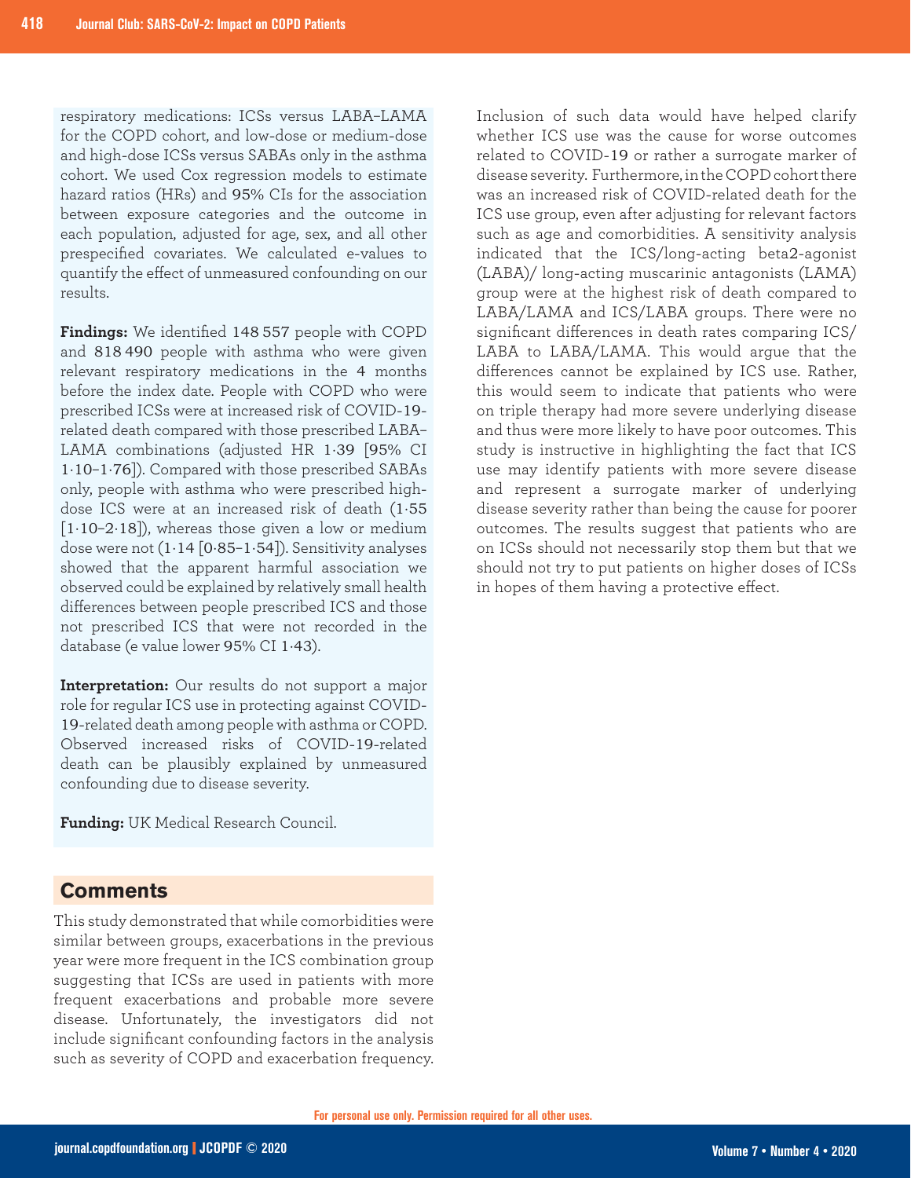respiratory medications: ICSs versus LABA–LAMA for the COPD cohort, and low-dose or medium-dose and high-dose ICSs versus SABAs only in the asthma cohort. We used Cox regression models to estimate hazard ratios (HRs) and 95% CIs for the association between exposure categories and the outcome in each population, adjusted for age, sex, and all other prespecified covariates. We calculated e-values to quantify the effect of unmeasured confounding on our results.

**Findings:** We identified 148 557 people with COPD and 818 490 people with asthma who were given relevant respiratory medications in the 4 months before the index date. People with COPD who were prescribed ICSs were at increased risk of COVID-19-related death compared with those prescribed LABA–LAMA combinations (adjusted HR 1·39 [95% CI 1·10–1·76]). Compared with those prescribed SABAs only, people with asthma who were prescribed high-dose ICS were at an increased risk of death (1·55 [1·10–2·18]), whereas those given a low or medium dose were not (1·14 [0·85–1·54]). Sensitivity analyses showed that the apparent harmful association we observed could be explained by relatively small health differences between people prescribed ICS and those not prescribed ICS that were not recorded in the database (e value lower 95% CI 1·43).

**Interpretation:** Our results do not support a major role for regular ICS use in protecting against COVID-19-related death among people with asthma or COPD. Observed increased risks of COVID-19-related death can be plausibly explained by unmeasured confounding due to disease severity.

**Funding:** UK Medical Research Council.

## Comments

This study demonstrated that while comorbidities were similar between groups, exacerbations in the previous year were more frequent in the ICS combination group suggesting that ICSs are used in patients with more frequent exacerbations and probable more severe disease. Unfortunately, the investigators did not include significant confounding factors in the analysis such as severity of COPD and exacerbation frequency. Inclusion of such data would have helped clarify whether ICS use was the cause for worse outcomes related to COVID-19 or rather a surrogate marker of disease severity. Furthermore, in the COPD cohort there was an increased risk of COVID-related death for the ICS use group, even after adjusting for relevant factors such as age and comorbidities. A sensitivity analysis indicated that the ICS/long-acting beta2-agonist (LABA)/ long-acting muscarinic antagonists (LAMA) group were at the highest risk of death compared to LABA/LAMA and ICS/LABA groups. There were no significant differences in death rates comparing ICS/LABA to LABA/LAMA. This would argue that the differences cannot be explained by ICS use. Rather, this would seem to indicate that patients who were on triple therapy had more severe underlying disease and thus were more likely to have poor outcomes. This study is instructive in highlighting the fact that ICS use may identify patients with more severe disease and represent a surrogate marker of underlying disease severity rather than being the cause for poorer outcomes. The results suggest that patients who are on ICSs should not necessarily stop them but that we should not try to put patients on higher doses of ICSs in hopes of them having a protective effect.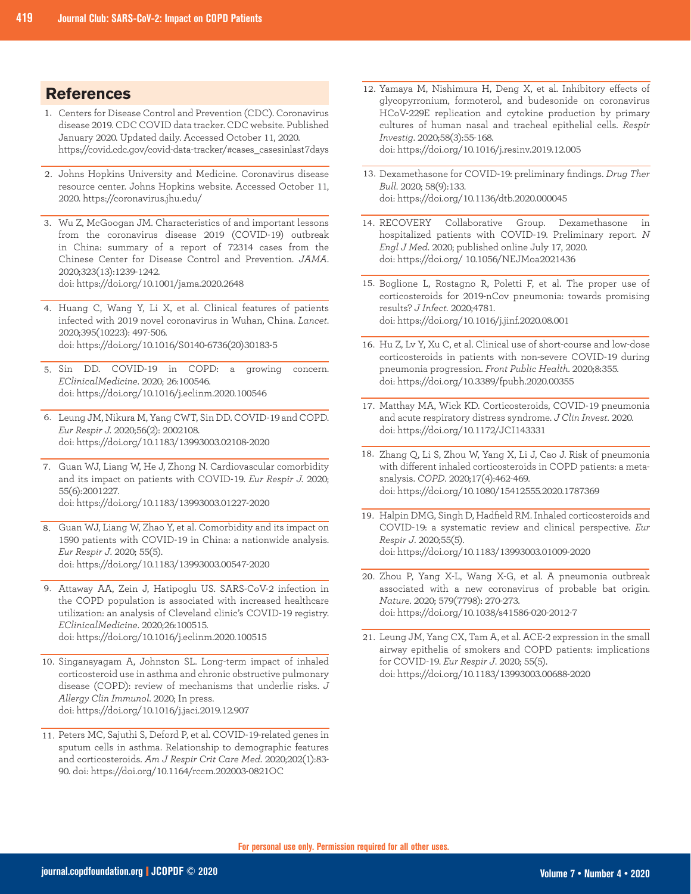## References

1. Centers for Disease Control and Prevention (CDC). Coronavirus disease 2019. CDC COVID data tracker. CDC website. Published January 2020. Updated daily. Accessed October 11, 2020. https://covid.cdc.gov/covid-data-tracker/#cases_casesinlast7days

2. Johns Hopkins University and Medicine. Coronavirus disease resource center. Johns Hopkins website. Accessed October 11, 2020. https://coronavirus.jhu.edu/

3. Wu Z, McGoogan JM. Characteristics of and important lessons from the coronavirus disease 2019 (COVID-19) outbreak in China: summary of a report of 72314 cases from the Chinese Center for Disease Control and Prevention. *JAMA*. 2020;323(13):1239-1242. doi: https://doi.org/10.1001/jama.2020.2648

4. Huang C, Wang Y, Li X, et al. Clinical features of patients infected with 2019 novel coronavirus in Wuhan, China. *Lancet*. 2020;395(10223): 497-506. doi: https://doi.org/10.1016/S0140-6736(20)30183-5

5. Sin DD. COVID-19 in COPD: a growing concern. *EClinicalMedicine*. 2020; 26:100546. doi: https://doi.org/10.1016/j.eclinm.2020.100546

6. Leung JM, Nikura M, Yang CWT, Sin DD. COVID-19 and COPD. *Eur Respir J*. 2020;56(2): 2002108. doi: https://doi.org/10.1183/13993003.02108-2020

7. Guan WJ, Liang W, He J, Zhong N. Cardiovascular comorbidity and its impact on patients with COVID-19. *Eur Respir J*. 2020; 55(6):2001227. doi: https://doi.org/10.1183/13993003.01227-2020

8. Guan WJ, Liang W, Zhao Y, et al. Comorbidity and its impact on 1590 patients with COVID-19 in China: a nationwide analysis. *Eur Respir J*. 2020; 55(5). doi: https://doi.org/10.1183/13993003.00547-2020

9. Attaway AA, Zein J, Hatipoglu US. SARS-CoV-2 infection in the COPD population is associated with increased healthcare utilization: an analysis of Cleveland clinic's COVID-19 registry. *EClinicalMedicine*. 2020;26:100515. doi: https://doi.org/10.1016/j.eclinm.2020.100515

10. Singanayagam A, Johnston SL. Long-term impact of inhaled corticosteroid use in asthma and chronic obstructive pulmonary disease (COPD): review of mechanisms that underlie risks. *J Allergy Clin Immunol*. 2020; In press. doi: https://doi.org/10.1016/j.jaci.2019.12.907

11. Peters MC, Sajuthi S, Deford P, et al. COVID-19-related genes in sputum cells in asthma. Relationship to demographic features and corticosteroids. *Am J Respir Crit Care Med*. 2020;202(1):83-90. doi: https://doi.org/10.1164/rccm.202003-0821OC

12. Yamaya M, Nishimura H, Deng X, et al. Inhibitory effects of glycopyrronium, formoterol, and budesonide on coronavirus HCoV-229E replication and cytokine production by primary cultures of human nasal and tracheal epithelial cells. *Respir Investig*. 2020;58(3):55-168. doi: https://doi.org/10.1016/j.resinv.2019.12.005

13. Dexamethasone for COVID-19: preliminary findings. *Drug Ther Bull*. 2020; 58(9):133. doi: https://doi.org/10.1136/dtb.2020.000045

14. RECOVERY Collaborative Group. Dexamethasone in hospitalized patients with COVID-19. Preliminary report. *N Engl J Med*. 2020; published online July 17, 2020. doi: https://doi.org/ 10.1056/NEJMoa2021436

15. Boglione L, Rostagno R, Poletti F, et al. The proper use of corticosteroids for 2019-nCov pneumonia: towards promising results? *J Infect*. 2020;4781. doi: https://doi.org/10.1016/j.jinf.2020.08.001

16. Hu Z, Lv Y, Xu C, et al. Clinical use of short-course and low-dose corticosteroids in patients with non-severe COVID-19 during pneumonia progression. *Front Public Health*. 2020;8:355. doi: https://doi.org/10.3389/fpubh.2020.00355

17. Matthay MA, Wick KD. Corticosteroids, COVID-19 pneumonia and acute respiratory distress syndrome. *J Clin Invest*. 2020. doi: https://doi.org/10.1172/JCI143331

18. Zhang Q, Li S, Zhou W, Yang X, Li J, Cao J. Risk of pneumonia with different inhaled corticosteroids in COPD patients: a meta-snalysis. *COPD*. 2020;17(4):462-469. doi: https://doi.org/10.1080/15412555.2020.1787369

19. Halpin DMG, Singh D, Hadfield RM. Inhaled corticosteroids and COVID-19: a systematic review and clinical perspective. *Eur Respir J*. 2020;55(5). doi: https://doi.org/10.1183/13993003.01009-2020

20. Zhou P, Yang X-L, Wang X-G, et al. A pneumonia outbreak associated with a new coronavirus of probable bat origin. *Nature*. 2020; 579(7798): 270-273. doi: https://doi.org/10.1038/s41586-020-2012-7

21. Leung JM, Yang CX, Tam A, et al. ACE-2 expression in the small airway epithelia of smokers and COPD patients: implications for COVID-19. *Eur Respir J*. 2020; 55(5). doi: https://doi.org/10.1183/13993003.00688-2020

For personal use only. Permission required for all other uses.